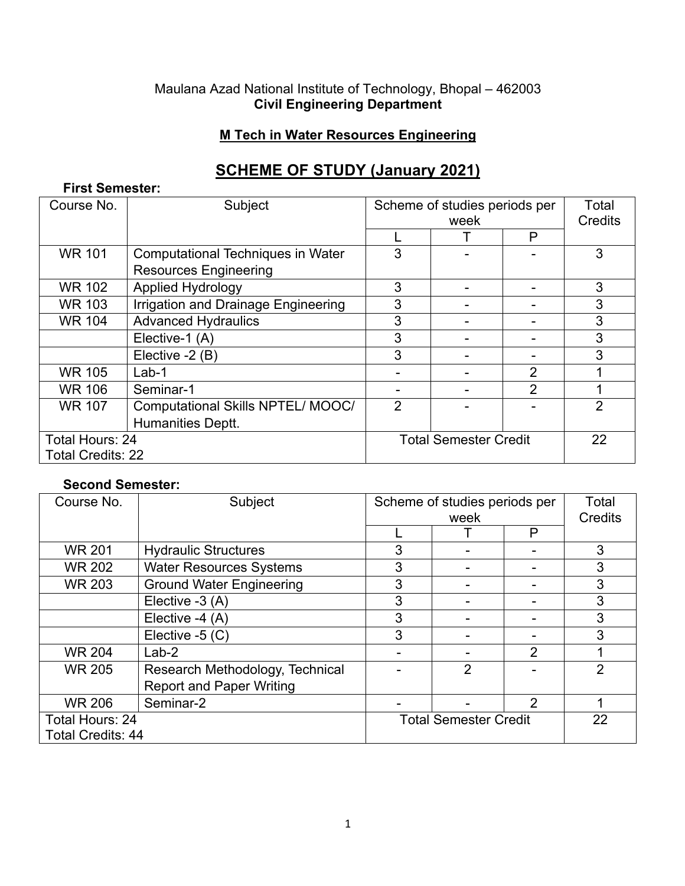Maulana Azad National Institute of Technology, Bhopal – 462003

**Civil Engineering Department**

**M Tech in Water Resources Engineering**

# SCHEME OF STUDY (January 2021)

**First Semester:**

| Course No. | Subject | Scheme of studies periods per week | | | Total Credits |
|---|---|---|---|---|---|
| | | L | T | P | |
| WR 101 | Computational Techniques in Water Resources Engineering | 3 | - | - | 3 |
| WR 102 | Applied Hydrology | 3 | - | - | 3 |
| WR 103 | Irrigation and Drainage Engineering | 3 | - | - | 3 |
| WR 104 | Advanced Hydraulics | 3 | - | - | 3 |
| | Elective-1 (A) | 3 | - | - | 3 |
| | Elective -2 (B) | 3 | - | - | 3 |
| WR 105 | Lab-1 | - | - | 2 | 1 |
| WR 106 | Seminar-1 | - | - | 2 | 1 |
| WR 107 | Computational Skills NPTEL/ MOOC/ Humanities Deptt. | 2 | - | - | 2 |
| Total Hours: 24<br>Total Credits: 22 | | Total Semester Credit | | | 22 |

**Second Semester:**

| Course No. | Subject | Scheme of studies periods per week | | | Total Credits |
|---|---|---|---|---|---|
| | | L | T | P | |
| WR 201 | Hydraulic Structures | 3 | - | - | 3 |
| WR 202 | Water Resources Systems | 3 | - | - | 3 |
| WR 203 | Ground Water Engineering | 3 | - | - | 3 |
| | Elective -3 (A) | 3 | - | - | 3 |
| | Elective -4 (A) | 3 | - | - | 3 |
| | Elective -5 (C) | 3 | - | - | 3 |
| WR 204 | Lab-2 | - | - | 2 | 1 |
| WR 205 | Research Methodology, Technical Report and Paper Writing | - | 2 | - | 2 |
| WR 206 | Seminar-2 | - | - | 2 | 1 |
| Total Hours: 24<br>Total Credits: 44 | | Total Semester Credit | | | 22 |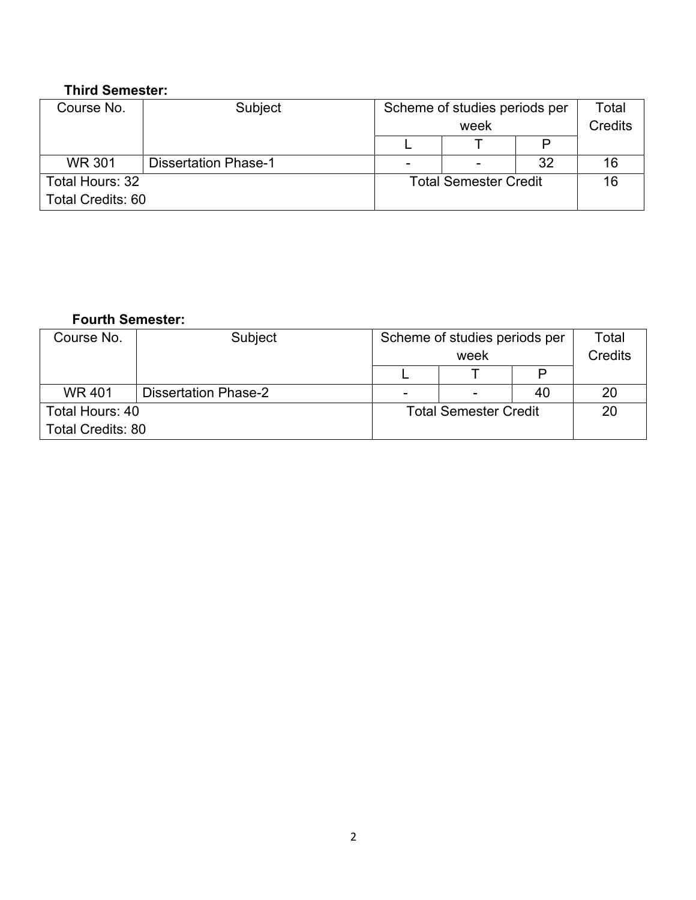**Third Semester:**

| Course No. | Subject | Scheme of studies periods per week | | | Total Credits |
|---|---|---|---|---|---|
| | | L | T | P | |
| WR 301 | Dissertation Phase-1 | - | - | 32 | 16 |
| Total Hours: 32<br>Total Credits: 60 | | Total Semester Credit | | | 16 |

**Fourth Semester:**

| Course No. | Subject | Scheme of studies periods per week | | | Total Credits |
|---|---|---|---|---|---|
| | | L | T | P | |
| WR 401 | Dissertation Phase-2 | - | - | 40 | 20 |
| Total Hours: 40<br>Total Credits: 80 | | Total Semester Credit | | | 20 |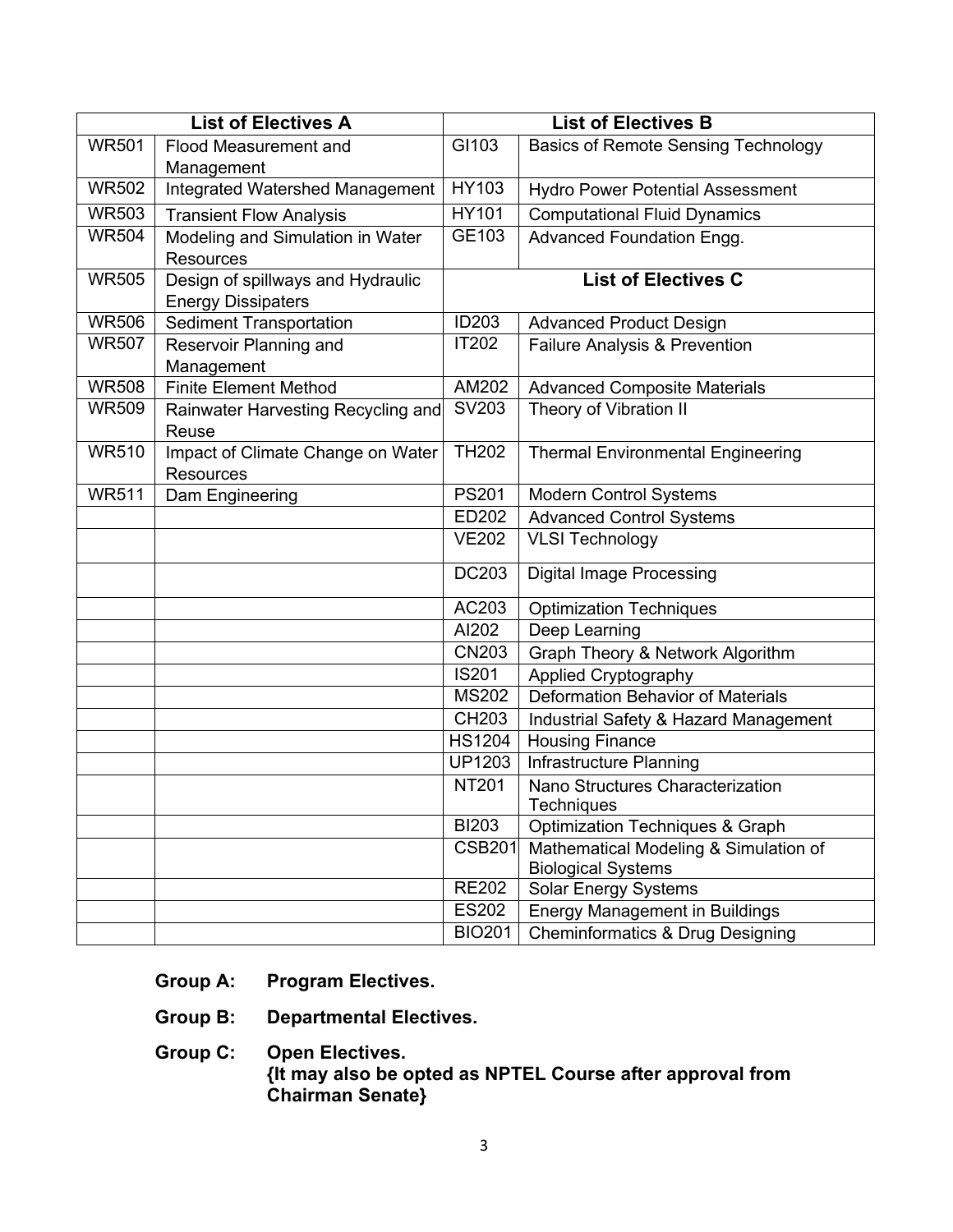| List of Electives A | | List of Electives B | |
|---|---|---|---|
| WR501 | Flood Measurement and Management | GI103 | Basics of Remote Sensing Technology |
| WR502 | Integrated Watershed Management | HY103 | Hydro Power Potential Assessment |
| WR503 | Transient Flow Analysis | HY101 | Computational Fluid Dynamics |
| WR504 | Modeling and Simulation in Water Resources | GE103 | Advanced Foundation Engg. |
| WR505 | Design of spillways and Hydraulic Energy Dissipaters | **List of Electives C** | |
| WR506 | Sediment Transportation | ID203 | Advanced Product Design |
| WR507 | Reservoir Planning and Management | IT202 | Failure Analysis & Prevention |
| WR508 | Finite Element Method | AM202 | Advanced Composite Materials |
| WR509 | Rainwater Harvesting Recycling and Reuse | SV203 | Theory of Vibration II |
| WR510 | Impact of Climate Change on Water Resources | TH202 | Thermal Environmental Engineering |
| WR511 | Dam Engineering | PS201 | Modern Control Systems |
| | | ED202 | Advanced Control Systems |
| | | VE202 | VLSI Technology |
| | | DC203 | Digital Image Processing |
| | | AC203 | Optimization Techniques |
| | | AI202 | Deep Learning |
| | | CN203 | Graph Theory & Network Algorithm |
| | | IS201 | Applied Cryptography |
| | | MS202 | Deformation Behavior of Materials |
| | | CH203 | Industrial Safety & Hazard Management |
| | | HS1204 | Housing Finance |
| | | UP1203 | Infrastructure Planning |
| | | NT201 | Nano Structures Characterization Techniques |
| | | BI203 | Optimization Techniques & Graph |
| | | CSB201 | Mathematical Modeling & Simulation of Biological Systems |
| | | RE202 | Solar Energy Systems |
| | | ES202 | Energy Management in Buildings |
| | | BIO201 | Cheminformatics & Drug Designing |

**Group A: Program Electives.**

**Group B: Departmental Electives.**

**Group C: Open Electives.**
**{It may also be opted as NPTEL Course after approval from Chairman Senate}**